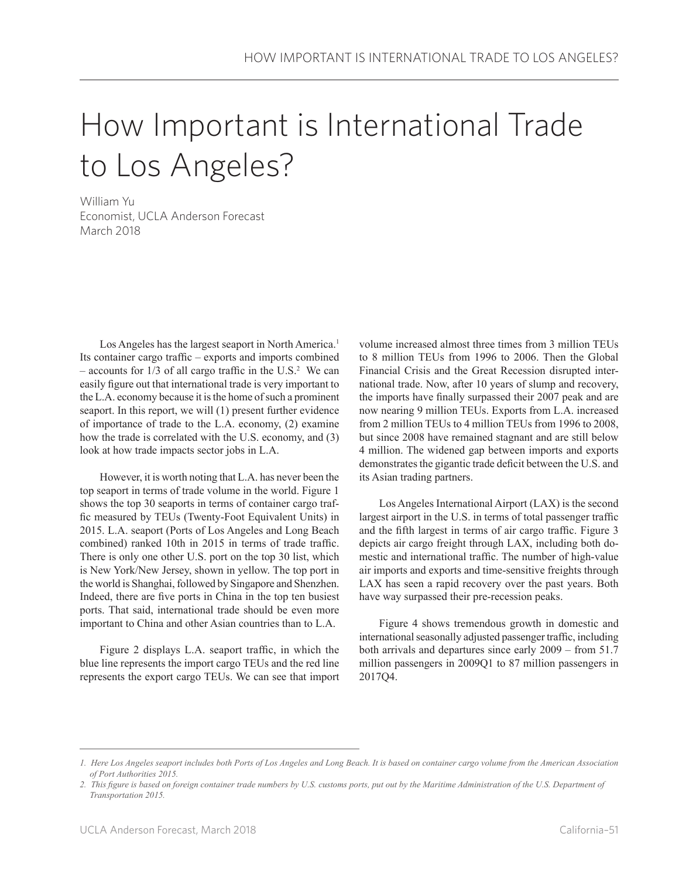# How Important is International Trade to Los Angeles?

William Yu
Economist, UCLA Anderson Forecast
March 2018

Los Angeles has the largest seaport in North America.[1] Its container cargo traffic – exports and imports combined – accounts for 1/3 of all cargo traffic in the U.S.[2] We can easily figure out that international trade is very important to the L.A. economy because it is the home of such a prominent seaport. In this report, we will (1) present further evidence of importance of trade to the L.A. economy, (2) examine how the trade is correlated with the U.S. economy, and (3) look at how trade impacts sector jobs in L.A.

However, it is worth noting that L.A. has never been the top seaport in terms of trade volume in the world. Figure 1 shows the top 30 seaports in terms of container cargo traffic measured by TEUs (Twenty-Foot Equivalent Units) in 2015. L.A. seaport (Ports of Los Angeles and Long Beach combined) ranked 10th in 2015 in terms of trade traffic. There is only one other U.S. port on the top 30 list, which is New York/New Jersey, shown in yellow. The top port in the world is Shanghai, followed by Singapore and Shenzhen. Indeed, there are five ports in China in the top ten busiest ports. That said, international trade should be even more important to China and other Asian countries than to L.A.

Figure 2 displays L.A. seaport traffic, in which the blue line represents the import cargo TEUs and the red line represents the export cargo TEUs. We can see that import volume increased almost three times from 3 million TEUs to 8 million TEUs from 1996 to 2006. Then the Global Financial Crisis and the Great Recession disrupted international trade. Now, after 10 years of slump and recovery, the imports have finally surpassed their 2007 peak and are now nearing 9 million TEUs. Exports from L.A. increased from 2 million TEUs to 4 million TEUs from 1996 to 2008, but since 2008 have remained stagnant and are still below 4 million. The widened gap between imports and exports demonstrates the gigantic trade deficit between the U.S. and its Asian trading partners.

Los Angeles International Airport (LAX) is the second largest airport in the U.S. in terms of total passenger traffic and the fifth largest in terms of air cargo traffic. Figure 3 depicts air cargo freight through LAX, including both domestic and international traffic. The number of high-value air imports and exports and time-sensitive freights through LAX has seen a rapid recovery over the past years. Both have way surpassed their pre-recession peaks.

Figure 4 shows tremendous growth in domestic and international seasonally adjusted passenger traffic, including both arrivals and departures since early 2009 – from 51.7 million passengers in 2009Q1 to 87 million passengers in 2017Q4.

---

*1. Here Los Angeles seaport includes both Ports of Los Angeles and Long Beach. It is based on container cargo volume from the American Association of Port Authorities 2015.*

*2. This figure is based on foreign container trade numbers by U.S. customs ports, put out by the Maritime Administration of the U.S. Department of Transportation 2015.*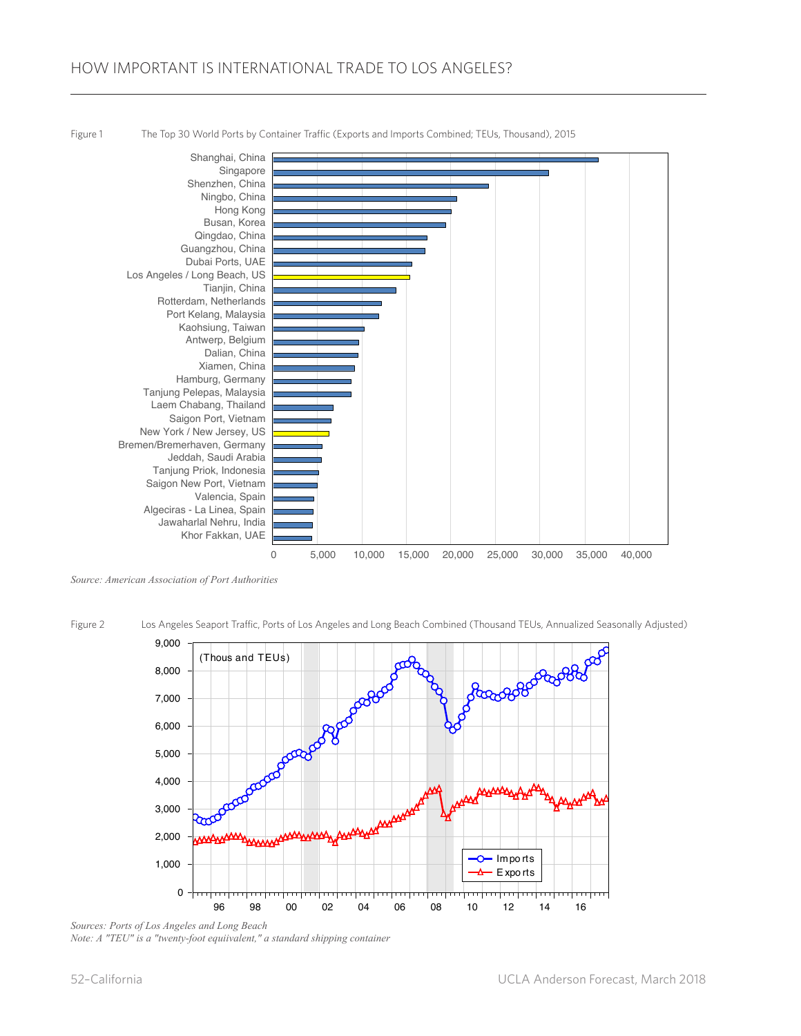## HOW IMPORTANT IS INTERNATIONAL TRADE TO LOS ANGELES?

Figure 1 The Top 30 World Ports by Container Traffic (Exports and Imports Combined; TEUs, Thousand), 2015

*Source: American Association of Port Authorities*

Figure 2 Los Angeles Seaport Traffic, Ports of Los Angeles and Long Beach Combined (Thousand TEUs, Annualized Seasonally Adjusted)

*Sources: Ports of Los Angeles and Long Beach*
*Note: A "TEU" is a "twenty-foot equiivalent," a standard shipping container*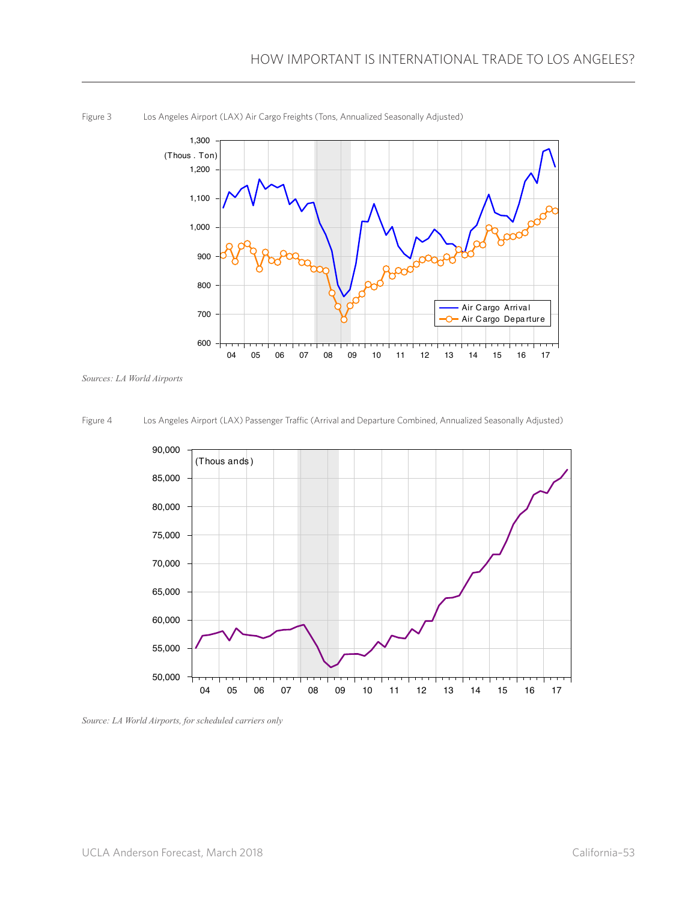Figure 3 Los Angeles Airport (LAX) Air Cargo Freights (Tons, Annualized Seasonally Adjusted)

*Sources: LA World Airports*

Figure 4 Los Angeles Airport (LAX) Passenger Traffic (Arrival and Departure Combined, Annualized Seasonally Adjusted)

*Source: LA World Airports, for scheduled carriers only*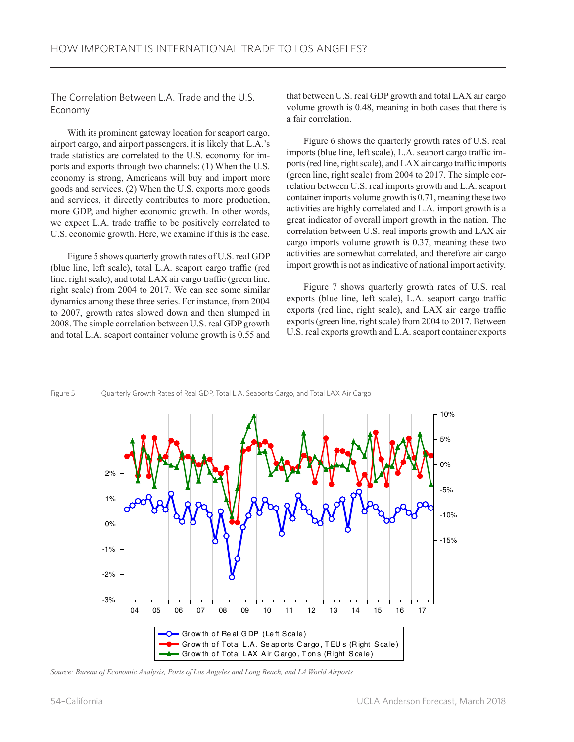## The Correlation Between L.A. Trade and the U.S. Economy

With its prominent gateway location for seaport cargo, airport cargo, and airport passengers, it is likely that L.A.'s trade statistics are correlated to the U.S. economy for imports and exports through two channels: (1) When the U.S. economy is strong, Americans will buy and import more goods and services. (2) When the U.S. exports more goods and services, it directly contributes to more production, more GDP, and higher economic growth. In other words, we expect L.A. trade traffic to be positively correlated to U.S. economic growth. Here, we examine if this is the case.

Figure 5 shows quarterly growth rates of U.S. real GDP (blue line, left scale), total L.A. seaport cargo traffic (red line, right scale), and total LAX air cargo traffic (green line, right scale) from 2004 to 2017. We can see some similar dynamics among these three series. For instance, from 2004 to 2007, growth rates slowed down and then slumped in 2008. The simple correlation between U.S. real GDP growth and total L.A. seaport container volume growth is 0.55 and that between U.S. real GDP growth and total LAX air cargo volume growth is 0.48, meaning in both cases that there is a fair correlation.

Figure 6 shows the quarterly growth rates of U.S. real imports (blue line, left scale), L.A. seaport cargo traffic imports (red line, right scale), and LAX air cargo traffic imports (green line, right scale) from 2004 to 2017. The simple correlation between U.S. real imports growth and L.A. seaport container imports volume growth is 0.71, meaning these two activities are highly correlated and L.A. import growth is a great indicator of overall import growth in the nation. The correlation between U.S. real imports growth and LAX air cargo imports volume growth is 0.37, meaning these two activities are somewhat correlated, and therefore air cargo import growth is not as indicative of national import activity.

Figure 7 shows quarterly growth rates of U.S. real exports (blue line, left scale), L.A. seaport cargo traffic exports (red line, right scale), and LAX air cargo traffic exports (green line, right scale) from 2004 to 2017. Between U.S. real exports growth and L.A. seaport container exports

Figure 5 Quarterly Growth Rates of Real GDP, Total L.A. Seaports Cargo, and Total LAX Air Cargo

*Source: Bureau of Economic Analysis, Ports of Los Angeles and Long Beach, and LA World Airports*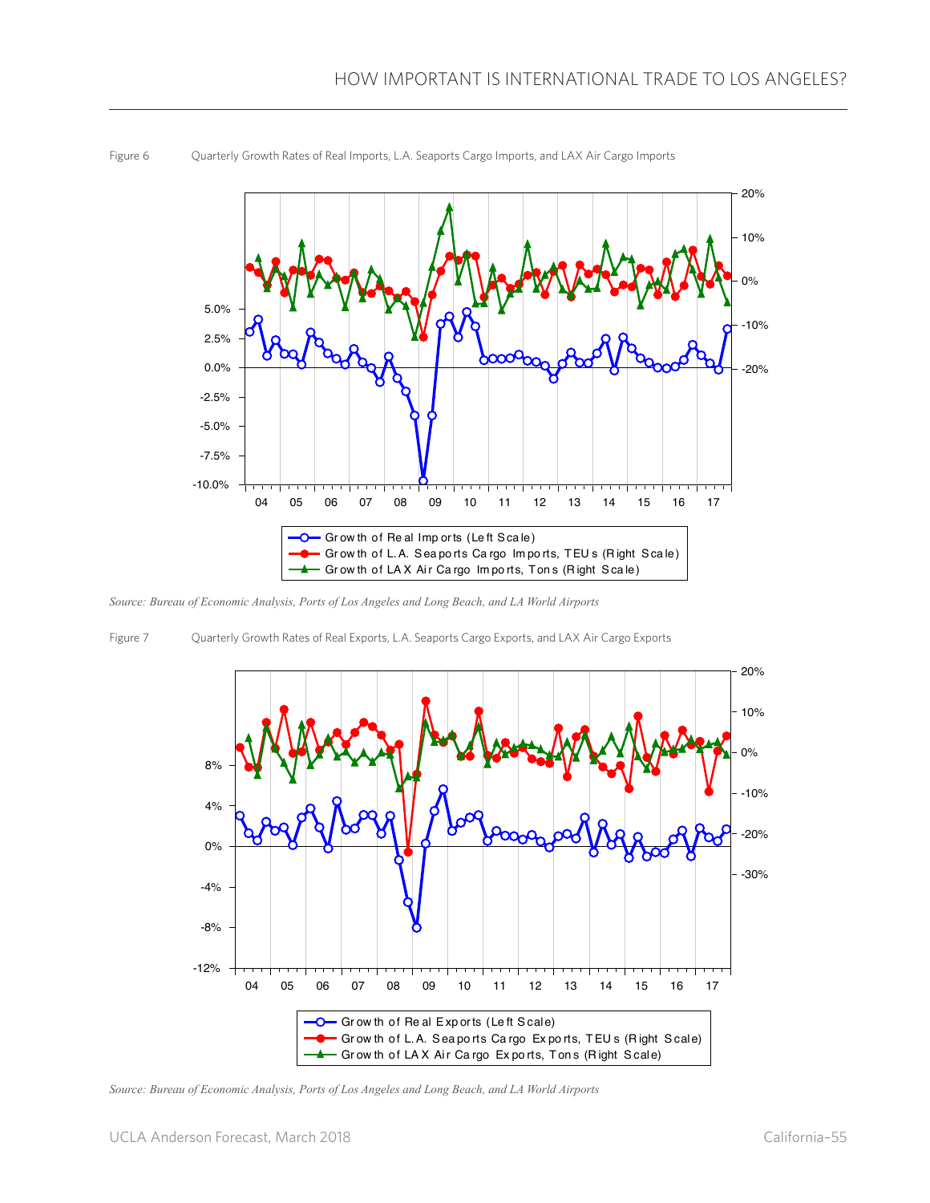Figure 6 Quarterly Growth Rates of Real Imports, L.A. Seaports Cargo Imports, and LAX Air Cargo Imports

Growth of Real Imports (Left Scale)
Growth of L.A. Seaports Cargo Imports, TEUs (Right Scale)
Growth of LAX Air Cargo Imports, Tons (Right Scale)

*Source: Bureau of Economic Analysis, Ports of Los Angeles and Long Beach, and LA World Airports*

Figure 7 Quarterly Growth Rates of Real Exports, L.A. Seaports Cargo Exports, and LAX Air Cargo Exports

Growth of Real Exports (Left Scale)
Growth of L.A. Seaports Cargo Exports, TEUs (Right Scale)
Growth of LAX Air Cargo Exports, Tons (Right Scale)

*Source: Bureau of Economic Analysis, Ports of Los Angeles and Long Beach, and LA World Airports*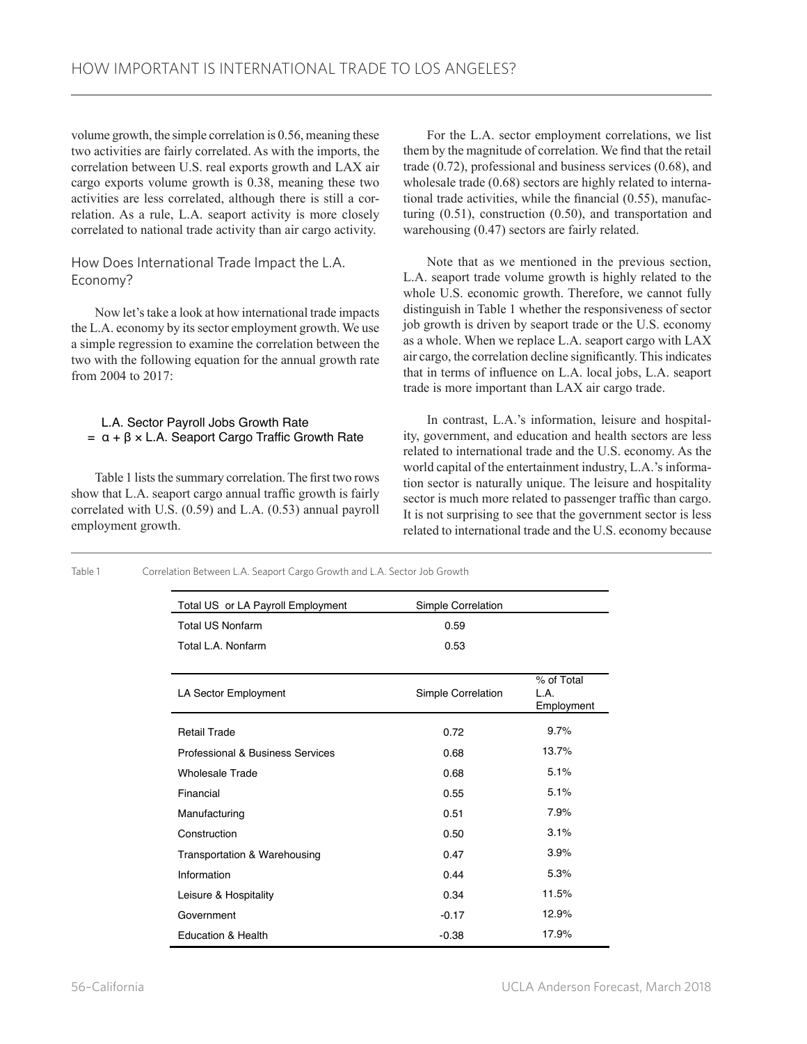volume growth, the simple correlation is 0.56, meaning these two activities are fairly correlated. As with the imports, the correlation between U.S. real exports growth and LAX air cargo exports volume growth is 0.38, meaning these two activities are less correlated, although there is still a correlation. As a rule, L.A. seaport activity is more closely correlated to national trade activity than air cargo activity.

## How Does International Trade Impact the L.A. Economy?

Now let's take a look at how international trade impacts the L.A. economy by its sector employment growth. We use a simple regression to examine the correlation between the two with the following equation for the annual growth rate from 2004 to 2017:

$$\text{L.A. Sector Payroll Jobs Growth Rate} = \alpha + \beta \times \text{L.A. Seaport Cargo Traffic Growth Rate}$$

Table 1 lists the summary correlation. The first two rows show that L.A. seaport cargo annual traffic growth is fairly correlated with U.S. (0.59) and L.A. (0.53) annual payroll employment growth.

For the L.A. sector employment correlations, we list them by the magnitude of correlation. We find that the retail trade (0.72), professional and business services (0.68), and wholesale trade (0.68) sectors are highly related to international trade activities, while the financial (0.55), manufacturing (0.51), construction (0.50), and transportation and warehousing (0.47) sectors are fairly related.

Note that as we mentioned in the previous section, L.A. seaport trade volume growth is highly related to the whole U.S. economic growth. Therefore, we cannot fully distinguish in Table 1 whether the responsiveness of sector job growth is driven by seaport trade or the U.S. economy as a whole. When we replace L.A. seaport cargo with LAX air cargo, the correlation decline significantly. This indicates that in terms of influence on L.A. local jobs, L.A. seaport trade is more important than LAX air cargo trade.

In contrast, L.A.'s information, leisure and hospitality, government, and education and health sectors are less related to international trade and the U.S. economy. As the world capital of the entertainment industry, L.A.'s information sector is naturally unique. The leisure and hospitality sector is much more related to passenger traffic than cargo. It is not surprising to see that the government sector is less related to international trade and the U.S. economy because

Table 1 Correlation Between L.A. Seaport Cargo Growth and L.A. Sector Job Growth

| Total US or LA Payroll Employment | Simple Correlation | |
|---|---|---|
| Total US Nonfarm | 0.59 | |
| Total L.A. Nonfarm | 0.53 | |
| **LA Sector Employment** | **Simple Correlation** | **% of Total L.A. Employment** |
| Retail Trade | 0.72 | 9.7% |
| Professional & Business Services | 0.68 | 13.7% |
| Wholesale Trade | 0.68 | 5.1% |
| Financial | 0.55 | 5.1% |
| Manufacturing | 0.51 | 7.9% |
| Construction | 0.50 | 3.1% |
| Transportation & Warehousing | 0.47 | 3.9% |
| Information | 0.44 | 5.3% |
| Leisure & Hospitality | 0.34 | 11.5% |
| Government | -0.17 | 12.9% |
| Education & Health | -0.38 | 17.9% |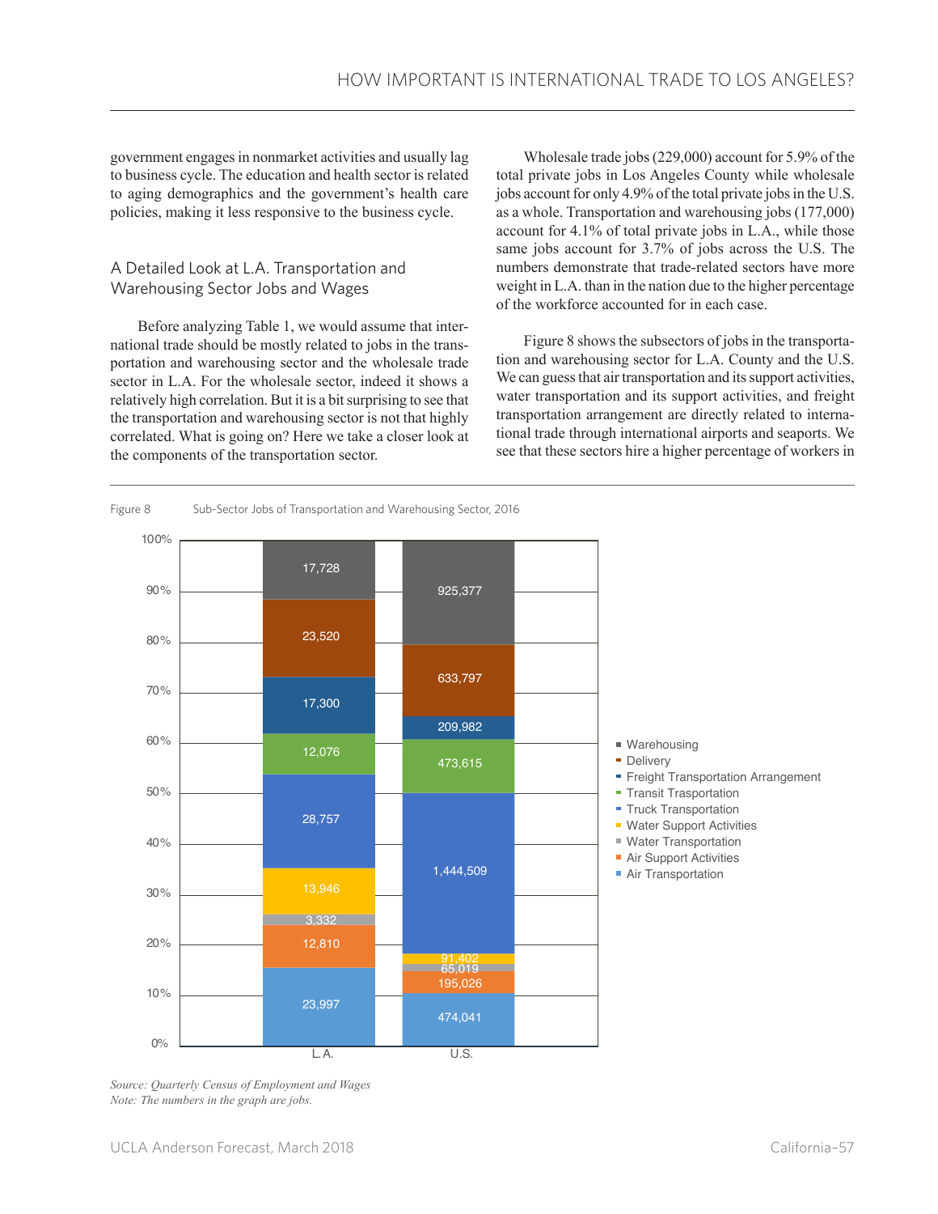government engages in nonmarket activities and usually lag to business cycle. The education and health sector is related to aging demographics and the government's health care policies, making it less responsive to the business cycle.

### A Detailed Look at L.A. Transportation and Warehousing Sector Jobs and Wages

Before analyzing Table 1, we would assume that international trade should be mostly related to jobs in the transportation and warehousing sector and the wholesale trade sector in L.A. For the wholesale sector, indeed it shows a relatively high correlation. But it is a bit surprising to see that the transportation and warehousing sector is not that highly correlated. What is going on? Here we take a closer look at the components of the transportation sector.

Wholesale trade jobs (229,000) account for 5.9% of the total private jobs in Los Angeles County while wholesale jobs account for only 4.9% of the total private jobs in the U.S. as a whole. Transportation and warehousing jobs (177,000) account for 4.1% of total private jobs in L.A., while those same jobs account for 3.7% of jobs across the U.S. The numbers demonstrate that trade-related sectors have more weight in L.A. than in the nation due to the higher percentage of the workforce accounted for in each case.

Figure 8 shows the subsectors of jobs in the transportation and warehousing sector for L.A. County and the U.S. We can guess that air transportation and its support activities, water transportation and its support activities, and freight transportation arrangement are directly related to international trade through international airports and seaports. We see that these sectors hire a higher percentage of workers in

Figure 8 Sub-Sector Jobs of Transportation and Warehousing Sector, 2016

| Sub-sector | L.A. | U.S. |
|---|---|---|
| Warehousing | 17,728 | 925,377 |
| Delivery | 23,520 | 633,797 |
| Freight Transportation Arrangement | 17,300 | 209,982 |
| Transit Trasportation | 12,076 | 473,615 |
| Truck Transportation | 28,757 | 1,444,509 |
| Water Support Activities | 13,946 | 91,402 |
| Water Transportation | 3,332 | 65,019 |
| Air Support Activities | 12,810 | 195,026 |
| Air Transportation | 23,997 | 474,041 |

*Source: Quarterly Census of Employment and Wages*
*Note: The numbers in the graph are jobs.*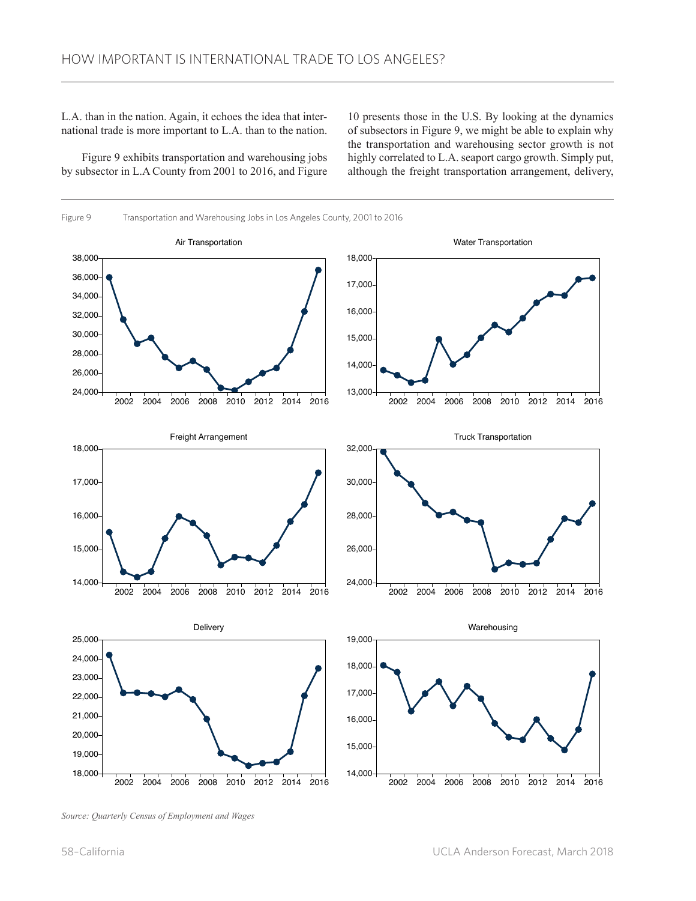L.A. than in the nation. Again, it echoes the idea that international trade is more important to L.A. than to the nation.

Figure 9 exhibits transportation and warehousing jobs by subsector in L.A County from 2001 to 2016, and Figure 10 presents those in the U.S. By looking at the dynamics of subsectors in Figure 9, we might be able to explain why the transportation and warehousing sector growth is not highly correlated to L.A. seaport cargo growth. Simply put, although the freight transportation arrangement, delivery,

Figure 9 Transportation and Warehousing Jobs in Los Angeles County, 2001 to 2016

*Source: Quarterly Census of Employment and Wages*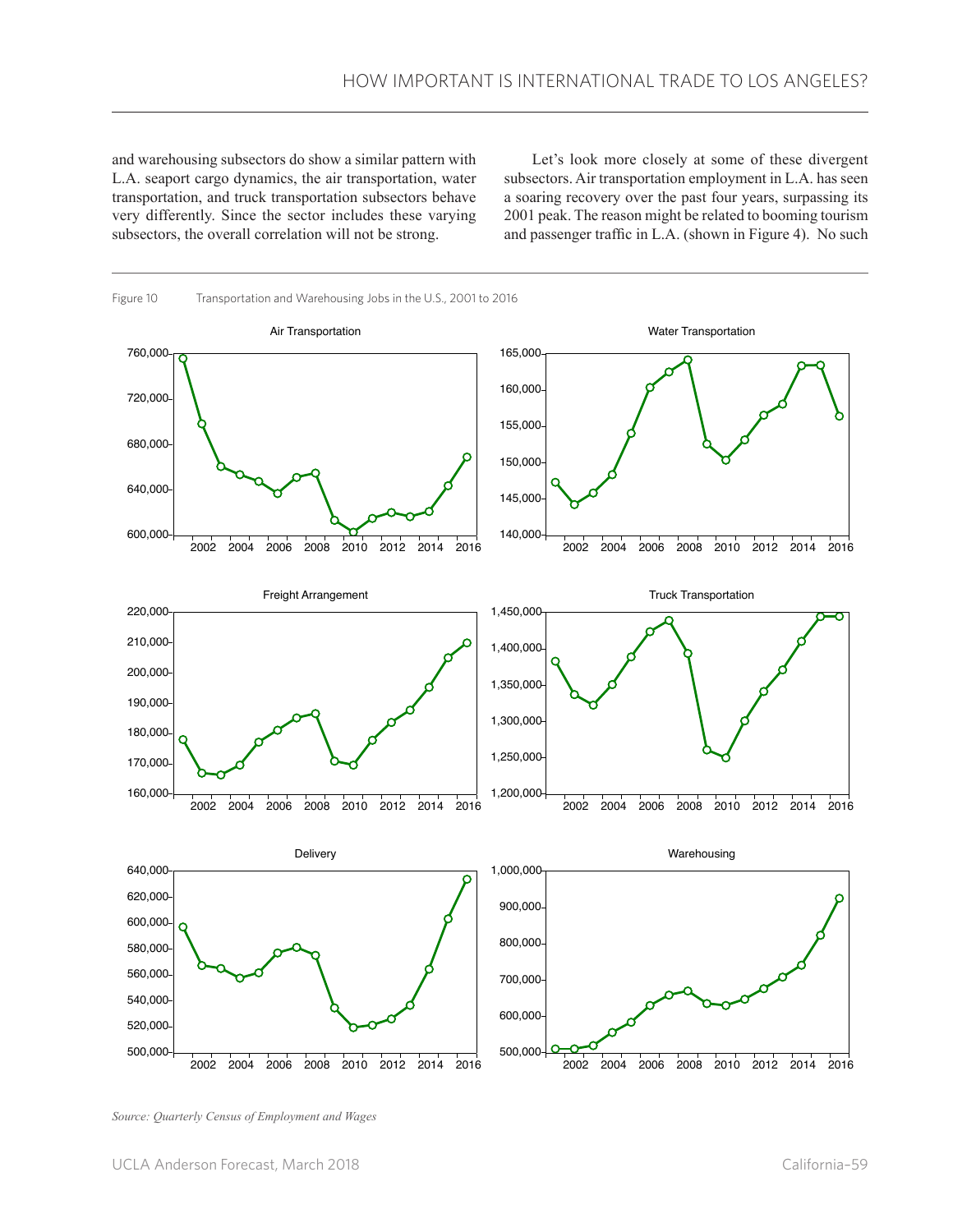and warehousing subsectors do show a similar pattern with L.A. seaport cargo dynamics, the air transportation, water transportation, and truck transportation subsectors behave very differently. Since the sector includes these varying subsectors, the overall correlation will not be strong.

Let's look more closely at some of these divergent subsectors. Air transportation employment in L.A. has seen a soaring recovery over the past four years, surpassing its 2001 peak. The reason might be related to booming tourism and passenger traffic in L.A. (shown in Figure 4). No such

Figure 10 Transportation and Warehousing Jobs in the U.S., 2001 to 2016

*Source: Quarterly Census of Employment and Wages*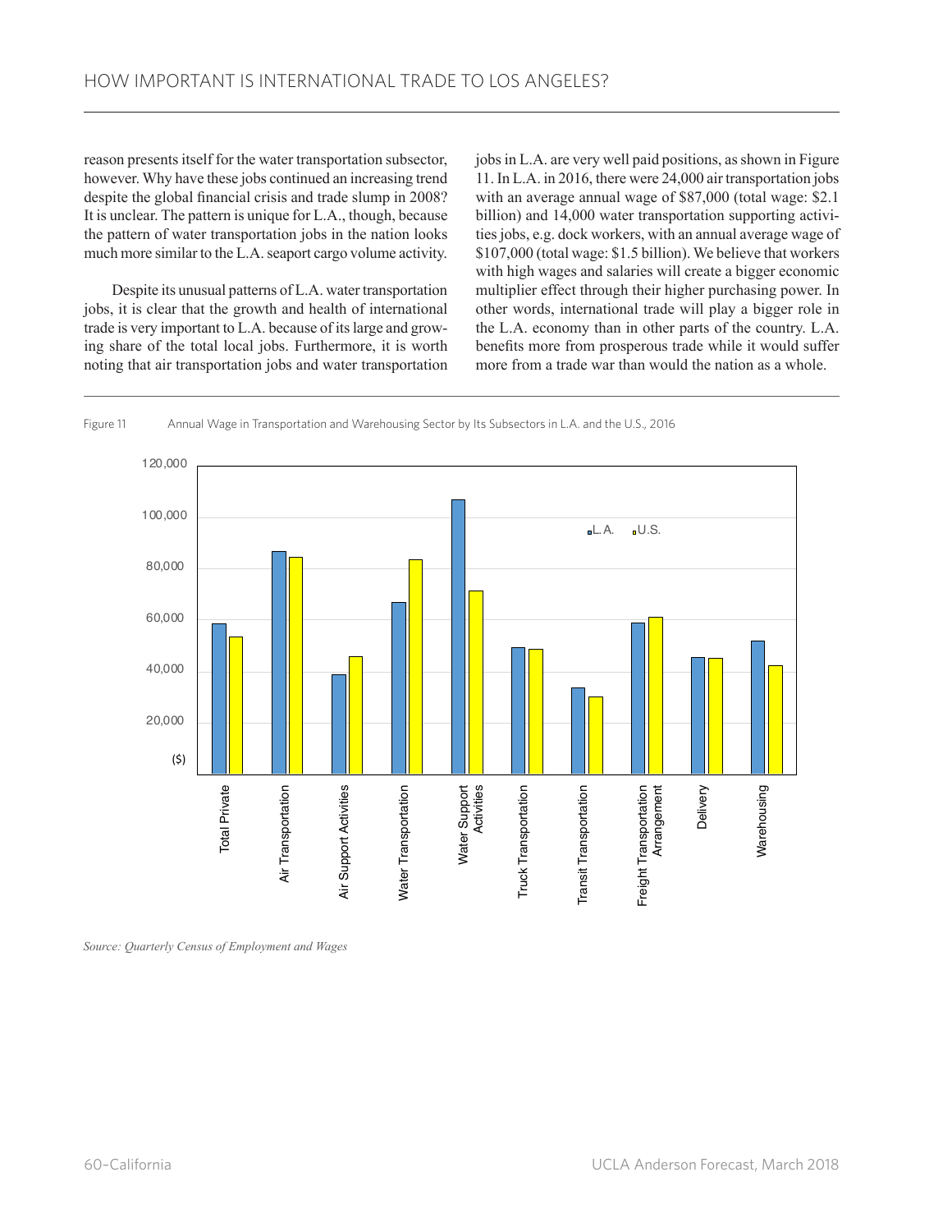reason presents itself for the water transportation subsector, however. Why have these jobs continued an increasing trend despite the global financial crisis and trade slump in 2008? It is unclear. The pattern is unique for L.A., though, because the pattern of water transportation jobs in the nation looks much more similar to the L.A. seaport cargo volume activity.

Despite its unusual patterns of L.A. water transportation jobs, it is clear that the growth and health of international trade is very important to L.A. because of its large and growing share of the total local jobs. Furthermore, it is worth noting that air transportation jobs and water transportation jobs in L.A. are very well paid positions, as shown in Figure 11. In L.A. in 2016, there were 24,000 air transportation jobs with an average annual wage of $87,000 (total wage: $2.1 billion) and 14,000 water transportation supporting activities jobs, e.g. dock workers, with an annual average wage of $107,000 (total wage: $1.5 billion). We believe that workers with high wages and salaries will create a bigger economic multiplier effect through their higher purchasing power. In other words, international trade will play a bigger role in the L.A. economy than in other parts of the country. L.A. benefits more from prosperous trade while it would suffer more from a trade war than would the nation as a whole.

Figure 11 Annual Wage in Transportation and Warehousing Sector by Its Subsectors in L.A. and the U.S., 2016

*Source: Quarterly Census of Employment and Wages*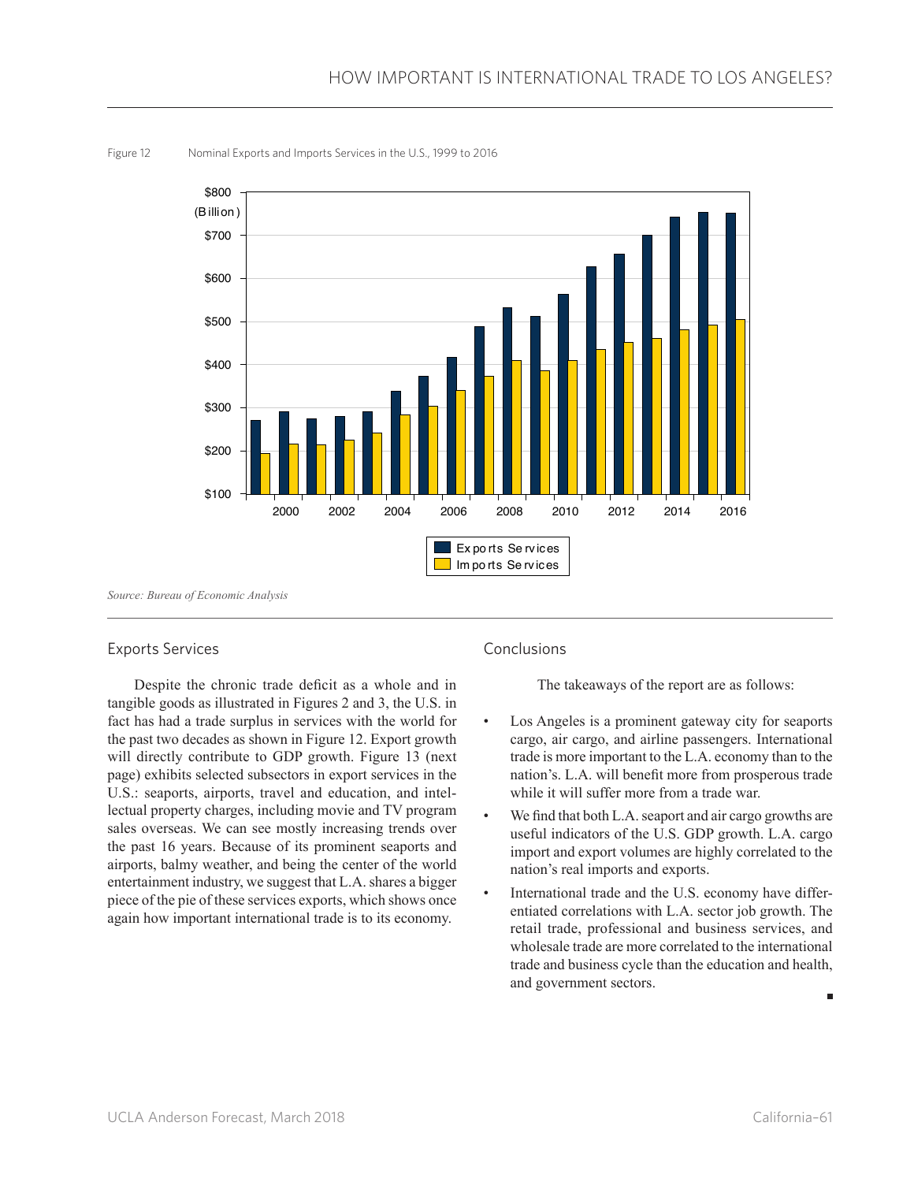Figure 12 Nominal Exports and Imports Services in the U.S., 1999 to 2016

*Source: Bureau of Economic Analysis*

## Exports Services

Despite the chronic trade deficit as a whole and in tangible goods as illustrated in Figures 2 and 3, the U.S. in fact has had a trade surplus in services with the world for the past two decades as shown in Figure 12. Export growth will directly contribute to GDP growth. Figure 13 (next page) exhibits selected subsectors in export services in the U.S.: seaports, airports, travel and education, and intellectual property charges, including movie and TV program sales overseas. We can see mostly increasing trends over the past 16 years. Because of its prominent seaports and airports, balmy weather, and being the center of the world entertainment industry, we suggest that L.A. shares a bigger piece of the pie of these services exports, which shows once again how important international trade is to its economy.

## Conclusions

The takeaways of the report are as follows:

- Los Angeles is a prominent gateway city for seaports cargo, air cargo, and airline passengers. International trade is more important to the L.A. economy than to the nation's. L.A. will benefit more from prosperous trade while it will suffer more from a trade war.
- We find that both L.A. seaport and air cargo growths are useful indicators of the U.S. GDP growth. L.A. cargo import and export volumes are highly correlated to the nation's real imports and exports.
- International trade and the U.S. economy have differentiated correlations with L.A. sector job growth. The retail trade, professional and business services, and wholesale trade are more correlated to the international trade and business cycle than the education and health, and government sectors.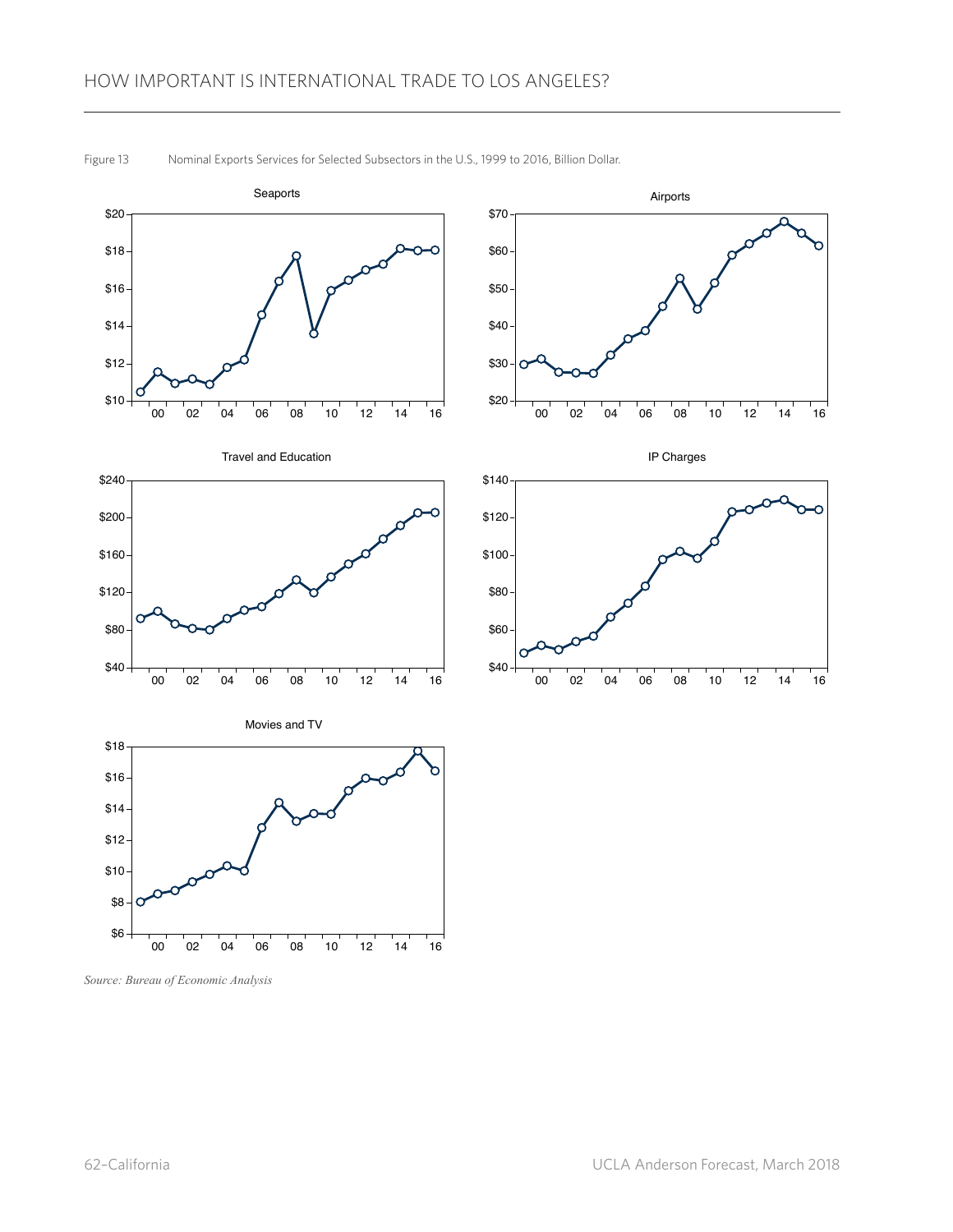## HOW IMPORTANT IS INTERNATIONAL TRADE TO LOS ANGELES?

Figure 13 Nominal Exports Services for Selected Subsectors in the U.S., 1999 to 2016, Billion Dollar.

Seaports

$20
$18
$16
$14
$12
$10
00 02 04 06 08 10 12 14 16

Airports

$70
$60
$50
$40
$30
$20
00 02 04 06 08 10 12 14 16

Travel and Education

$240
$200
$160
$120
$80
$40
00 02 04 06 08 10 12 14 16

IP Charges

$140
$120
$100
$80
$60
$40
00 02 04 06 08 10 12 14 16

Movies and TV

$18
$16
$14
$12
$10
$8
$6
00 02 04 06 08 10 12 14 16

*Source: Bureau of Economic Analysis*